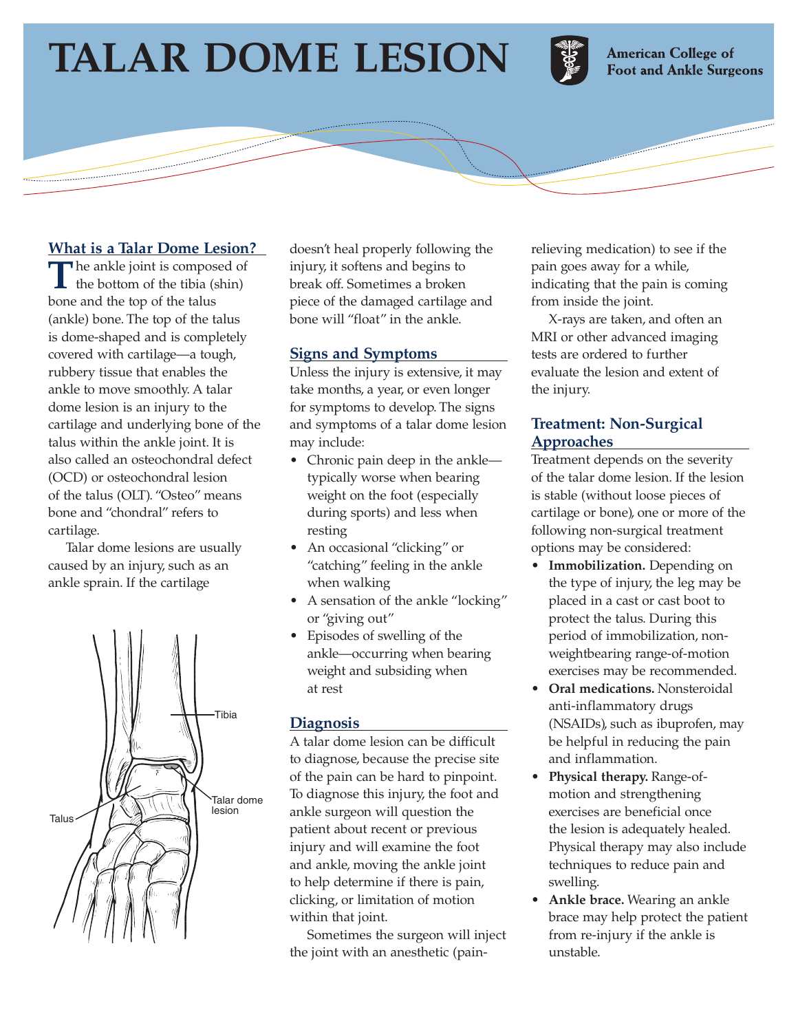# TALAR DOME LESION

American College of Foot and Ankle Surgeons

## What is a Talar Dome Lesion?

The ankle joint is composed of the bottom of the tibia (shin) bone and the top of the talus (ankle) bone. The top of the talus is dome-shaped and is completely covered with cartilage—a tough, rubbery tissue that enables the ankle to move smoothly. A talar dome lesion is an injury to the cartilage and underlying bone of the talus within the ankle joint. It is also called an osteochondral defect (OCD) or osteochondral lesion of the talus (OLT). "Osteo" means bone and "chondral" refers to cartilage.

Talar dome lesions are usually caused by an injury, such as an ankle sprain. If the cartilage doesn't heal properly following the injury, it softens and begins to break off. Sometimes a broken piece of the damaged cartilage and bone will "float" in the ankle.

Tibia

Talus

Talar dome lesion

## Signs and Symptoms

Unless the injury is extensive, it may take months, a year, or even longer for symptoms to develop. The signs and symptoms of a talar dome lesion may include:

- Chronic pain deep in the ankle—typically worse when bearing weight on the foot (especially during sports) and less when resting
- An occasional "clicking" or "catching" feeling in the ankle when walking
- A sensation of the ankle "locking" or "giving out"
- Episodes of swelling of the ankle—occurring when bearing weight and subsiding when at rest

## Diagnosis

A talar dome lesion can be difficult to diagnose, because the precise site of the pain can be hard to pinpoint. To diagnose this injury, the foot and ankle surgeon will question the patient about recent or previous injury and will examine the foot and ankle, moving the ankle joint to help determine if there is pain, clicking, or limitation of motion within that joint.

Sometimes the surgeon will inject the joint with an anesthetic (pain-relieving medication) to see if the pain goes away for a while, indicating that the pain is coming from inside the joint.

X-rays are taken, and often an MRI or other advanced imaging tests are ordered to further evaluate the lesion and extent of the injury.

## Treatment: Non-Surgical Approaches

Treatment depends on the severity of the talar dome lesion. If the lesion is stable (without loose pieces of cartilage or bone), one or more of the following non-surgical treatment options may be considered:

- **Immobilization.** Depending on the type of injury, the leg may be placed in a cast or cast boot to protect the talus. During this period of immobilization, non-weightbearing range-of-motion exercises may be recommended.
- **Oral medications.** Nonsteroidal anti-inflammatory drugs (NSAIDs), such as ibuprofen, may be helpful in reducing the pain and inflammation.
- **Physical therapy.** Range-of-motion and strengthening exercises are beneficial once the lesion is adequately healed. Physical therapy may also include techniques to reduce pain and swelling.
- **Ankle brace.** Wearing an ankle brace may help protect the patient from re-injury if the ankle is unstable.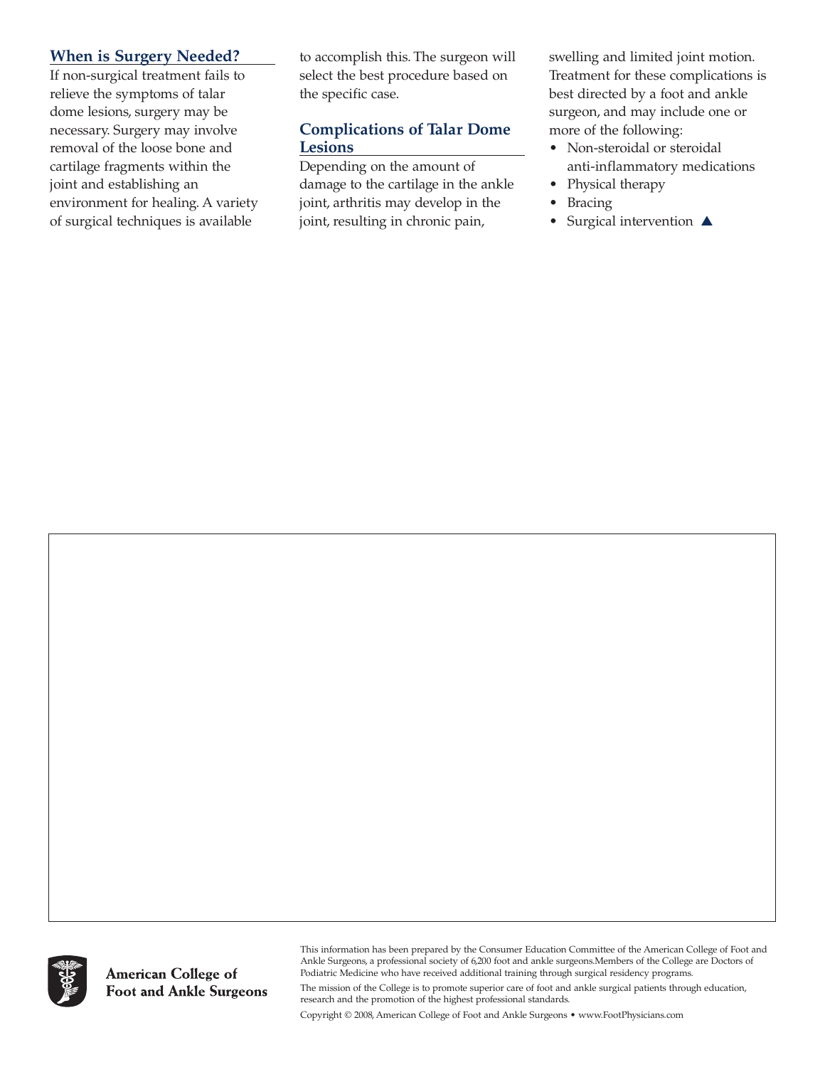## When is Surgery Needed?

If non-surgical treatment fails to relieve the symptoms of talar dome lesions, surgery may be necessary. Surgery may involve removal of the loose bone and cartilage fragments within the joint and establishing an environment for healing. A variety of surgical techniques is available to accomplish this. The surgeon will select the best procedure based on the specific case.

## Complications of Talar Dome Lesions

Depending on the amount of damage to the cartilage in the ankle joint, arthritis may develop in the joint, resulting in chronic pain, swelling and limited joint motion. Treatment for these complications is best directed by a foot and ankle surgeon, and may include one or more of the following:

- Non-steroidal or steroidal anti-inflammatory medications
- Physical therapy
- Bracing
- Surgical intervention ▲

American College of Foot and Ankle Surgeons

This information has been prepared by the Consumer Education Committee of the American College of Foot and Ankle Surgeons, a professional society of 6,200 foot and ankle surgeons.Members of the College are Doctors of Podiatric Medicine who have received additional training through surgical residency programs.

The mission of the College is to promote superior care of foot and ankle surgical patients through education, research and the promotion of the highest professional standards.

Copyright © 2008, American College of Foot and Ankle Surgeons • www.FootPhysicians.com